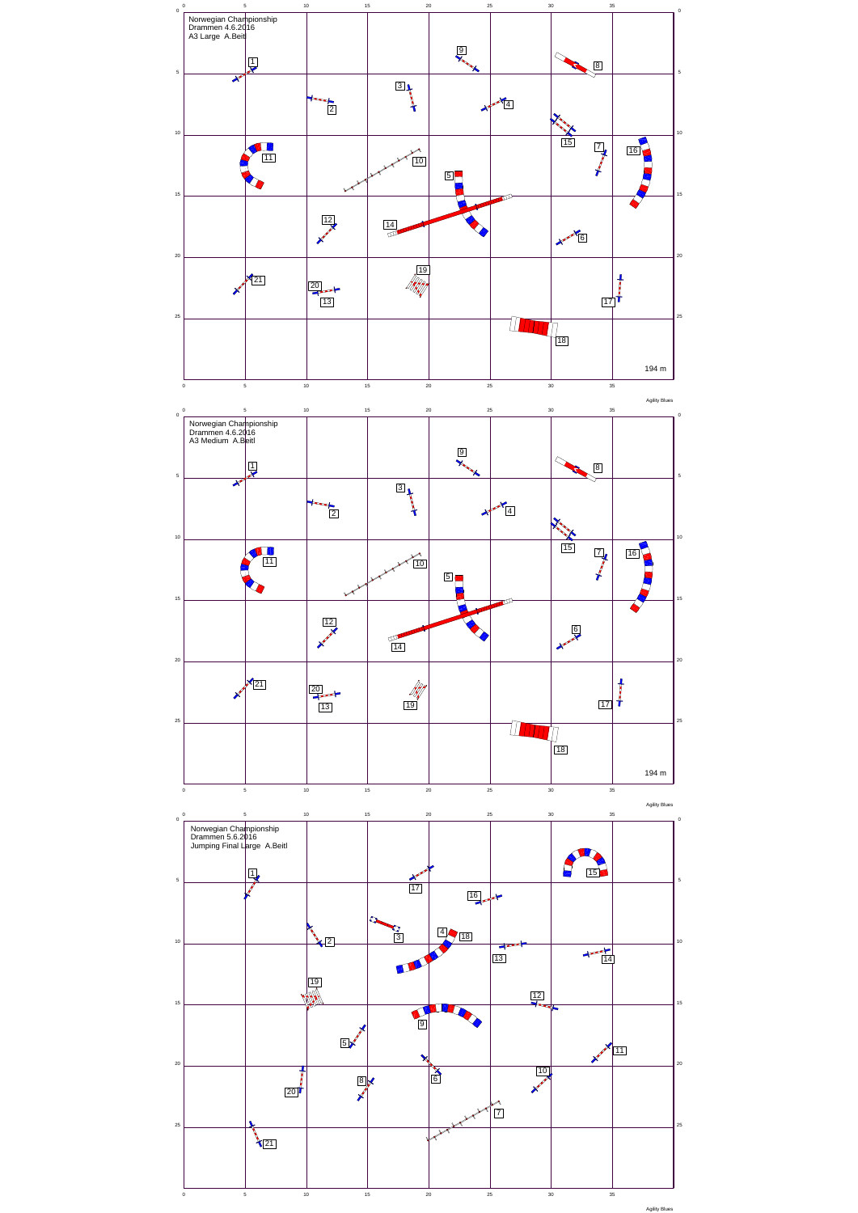Norwegian Championship
Drammen 4.6.2016
A3 Large A.Beitl

194 m

Agility Blues

Norwegian Championship
Drammen 4.6.2016
A3 Medium A.Beitl

194 m

Agility Blues

Norwegian Championship
Drammen 5.6.2016
Jumping Final Large A.Beitl

Agility Blues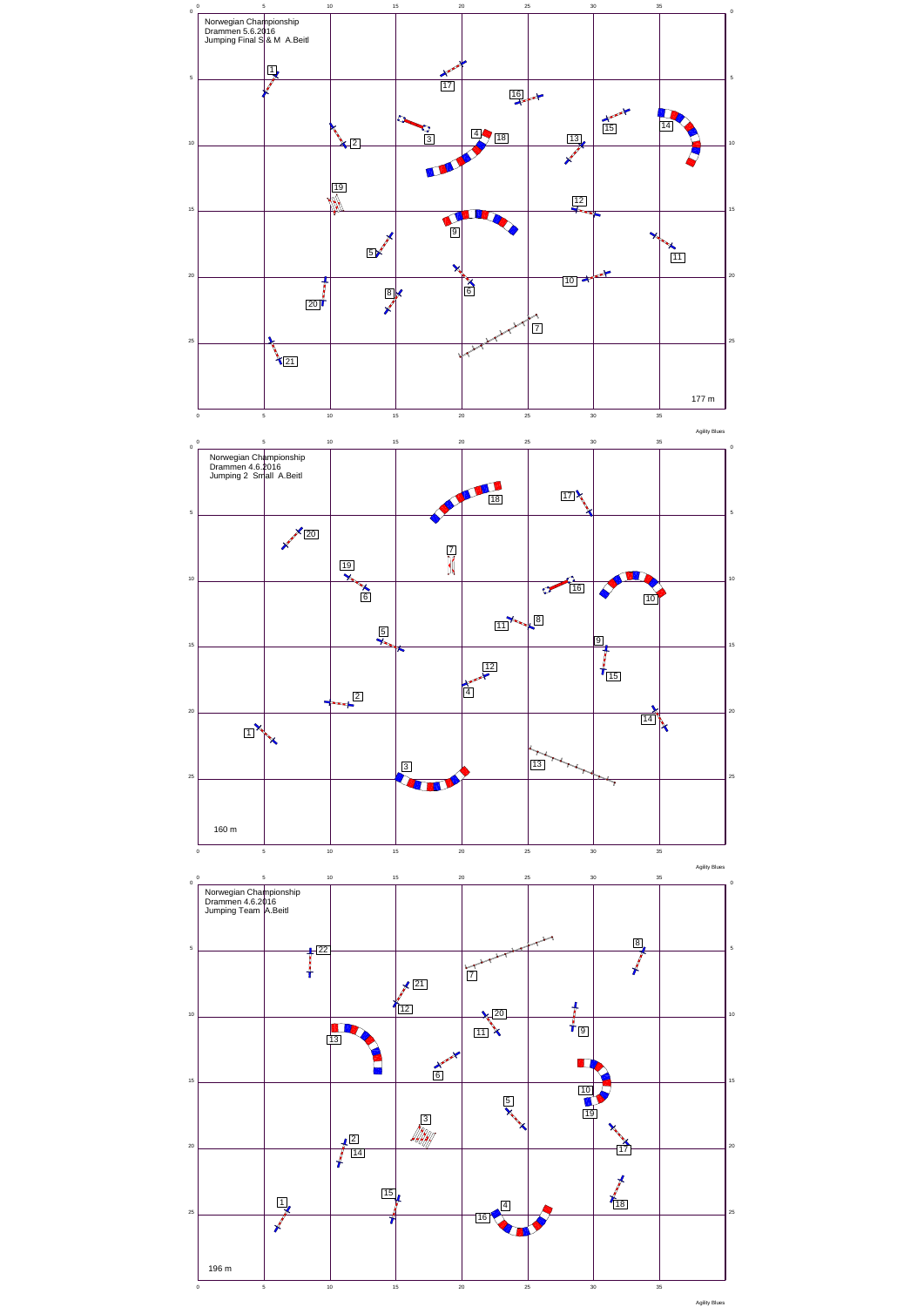Norwegian Championship
Drammen 5.6.2016
Jumping Final S & M A.Beitl

177 m

Agility Blues

Norwegian Championship
Drammen 4.6.2016
Jumping 2 Small A.Beitl

160 m

Agility Blues

Norwegian Championship
Drammen 4.6.2016
Jumping Team A.Beitl

196 m

Agility Blues